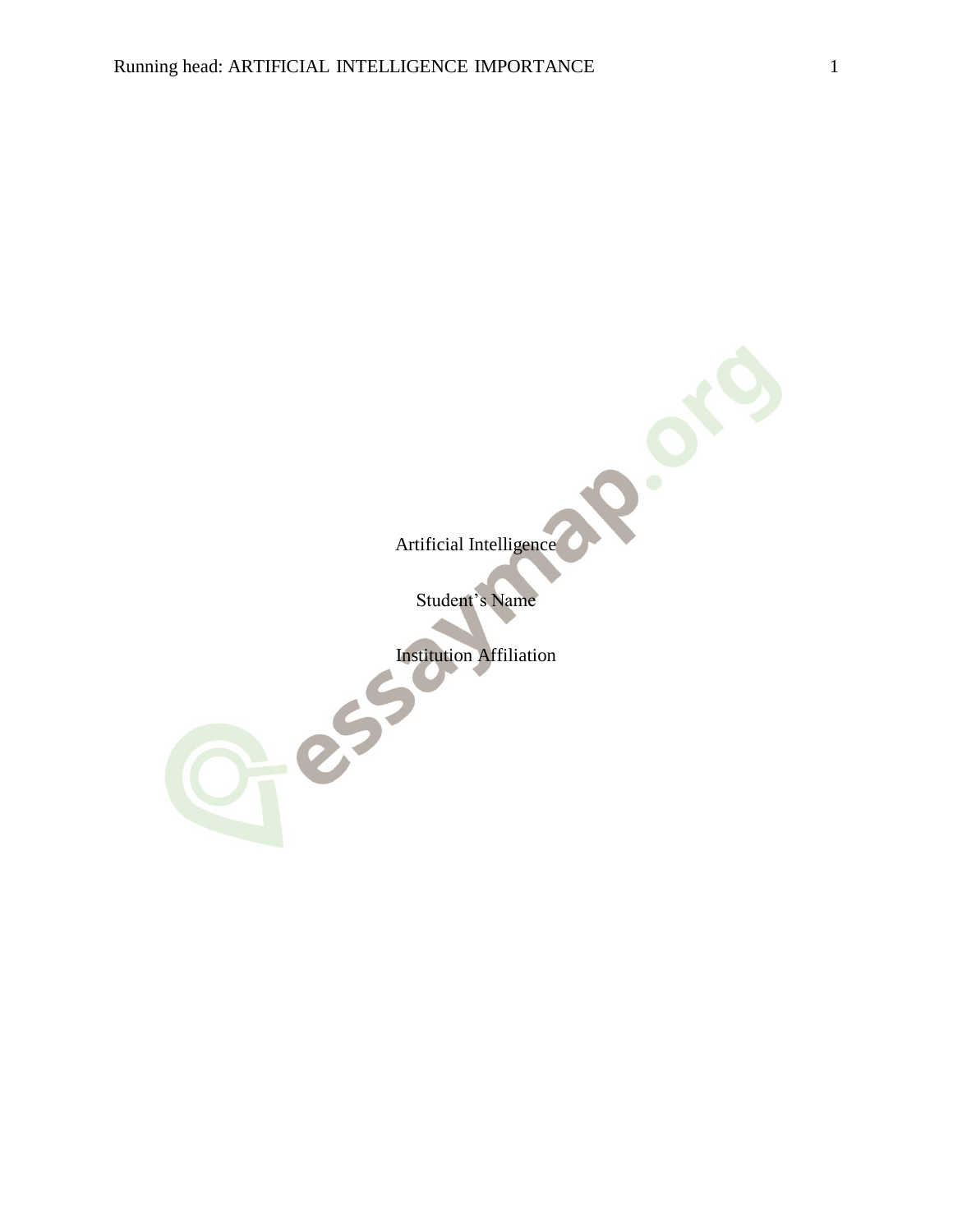Artificial Intelligence

Student's Name

Institution Affiliation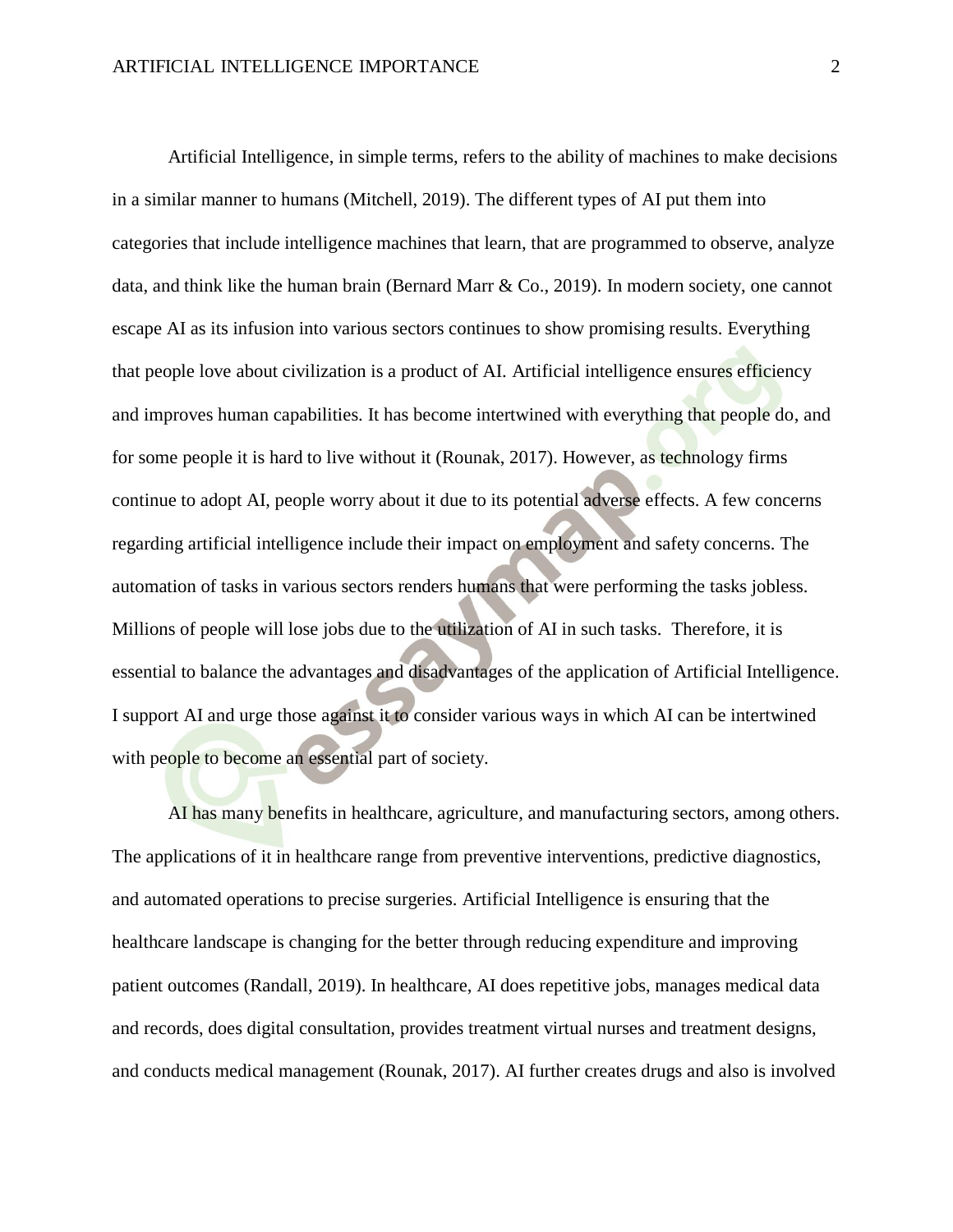Artificial Intelligence, in simple terms, refers to the ability of machines to make decisions in a similar manner to humans (Mitchell, 2019). The different types of AI put them into categories that include intelligence machines that learn, that are programmed to observe, analyze data, and think like the human brain (Bernard Marr & Co., 2019). In modern society, one cannot escape AI as its infusion into various sectors continues to show promising results. Everything that people love about civilization is a product of AI. Artificial intelligence ensures efficiency and improves human capabilities. It has become intertwined with everything that people do, and for some people it is hard to live without it (Rounak, 2017). However, as technology firms continue to adopt AI, people worry about it due to its potential adverse effects. A few concerns regarding artificial intelligence include their impact on employment and safety concerns. The automation of tasks in various sectors renders humans that were performing the tasks jobless. Millions of people will lose jobs due to the utilization of AI in such tasks. Therefore, it is essential to balance the advantages and disadvantages of the application of Artificial Intelligence. I support AI and urge those against it to consider various ways in which AI can be intertwined with people to become an essential part of society.

AI has many benefits in healthcare, agriculture, and manufacturing sectors, among others. The applications of it in healthcare range from preventive interventions, predictive diagnostics, and automated operations to precise surgeries. Artificial Intelligence is ensuring that the healthcare landscape is changing for the better through reducing expenditure and improving patient outcomes (Randall, 2019). In healthcare, AI does repetitive jobs, manages medical data and records, does digital consultation, provides treatment virtual nurses and treatment designs, and conducts medical management (Rounak, 2017). AI further creates drugs and also is involved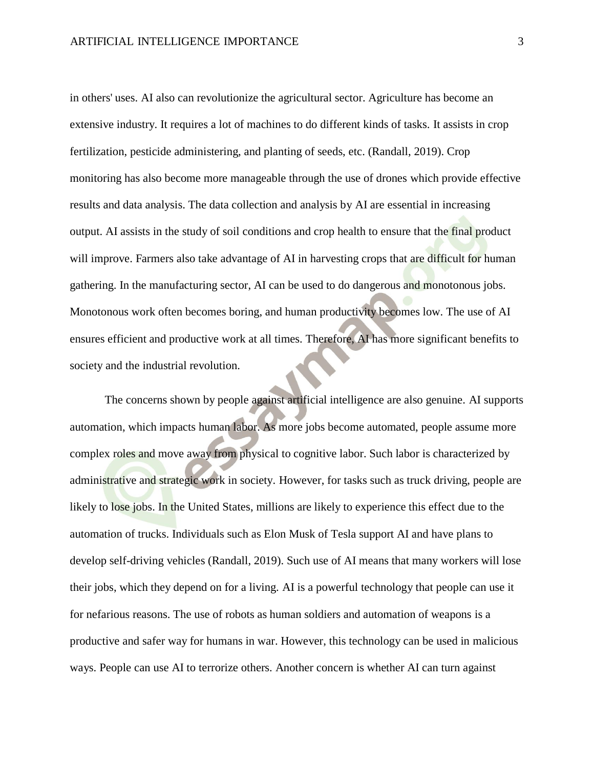in others' uses. AI also can revolutionize the agricultural sector. Agriculture has become an extensive industry. It requires a lot of machines to do different kinds of tasks. It assists in crop fertilization, pesticide administering, and planting of seeds, etc. (Randall, 2019). Crop monitoring has also become more manageable through the use of drones which provide effective results and data analysis. The data collection and analysis by AI are essential in increasing output. AI assists in the study of soil conditions and crop health to ensure that the final product will improve. Farmers also take advantage of AI in harvesting crops that are difficult for human gathering. In the manufacturing sector, AI can be used to do dangerous and monotonous jobs. Monotonous work often becomes boring, and human productivity becomes low. The use of AI ensures efficient and productive work at all times. Therefore, AI has more significant benefits to society and the industrial revolution.

The concerns shown by people against artificial intelligence are also genuine. AI supports automation, which impacts human labor. As more jobs become automated, people assume more complex roles and move away from physical to cognitive labor. Such labor is characterized by administrative and strategic work in society. However, for tasks such as truck driving, people are likely to lose jobs. In the United States, millions are likely to experience this effect due to the automation of trucks. Individuals such as Elon Musk of Tesla support AI and have plans to develop self-driving vehicles (Randall, 2019). Such use of AI means that many workers will lose their jobs, which they depend on for a living. AI is a powerful technology that people can use it for nefarious reasons. The use of robots as human soldiers and automation of weapons is a productive and safer way for humans in war. However, this technology can be used in malicious ways. People can use AI to terrorize others. Another concern is whether AI can turn against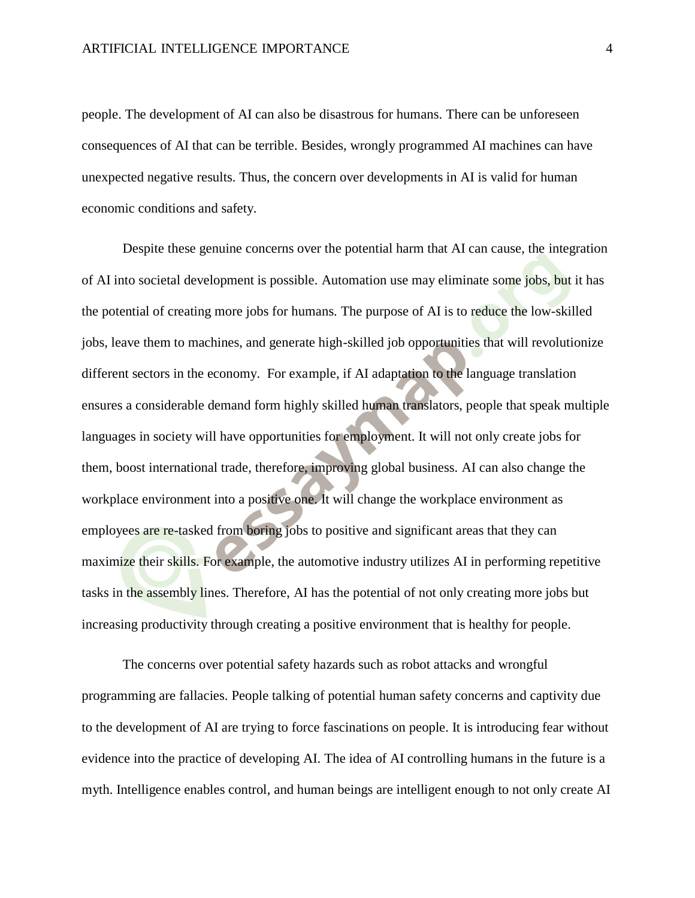people. The development of AI can also be disastrous for humans. There can be unforeseen consequences of AI that can be terrible. Besides, wrongly programmed AI machines can have unexpected negative results. Thus, the concern over developments in AI is valid for human economic conditions and safety.

Despite these genuine concerns over the potential harm that AI can cause, the integration of AI into societal development is possible. Automation use may eliminate some jobs, but it has the potential of creating more jobs for humans. The purpose of AI is to reduce the low-skilled jobs, leave them to machines, and generate high-skilled job opportunities that will revolutionize different sectors in the economy.  For example, if AI adaptation to the language translation ensures a considerable demand form highly skilled human translators, people that speak multiple languages in society will have opportunities for employment. It will not only create jobs for them, boost international trade, therefore, improving global business. AI can also change the workplace environment into a positive one. It will change the workplace environment as employees are re-tasked from boring jobs to positive and significant areas that they can maximize their skills. For example, the automotive industry utilizes AI in performing repetitive tasks in the assembly lines. Therefore, AI has the potential of not only creating more jobs but increasing productivity through creating a positive environment that is healthy for people.

The concerns over potential safety hazards such as robot attacks and wrongful programming are fallacies. People talking of potential human safety concerns and captivity due to the development of AI are trying to force fascinations on people. It is introducing fear without evidence into the practice of developing AI. The idea of AI controlling humans in the future is a myth. Intelligence enables control, and human beings are intelligent enough to not only create AI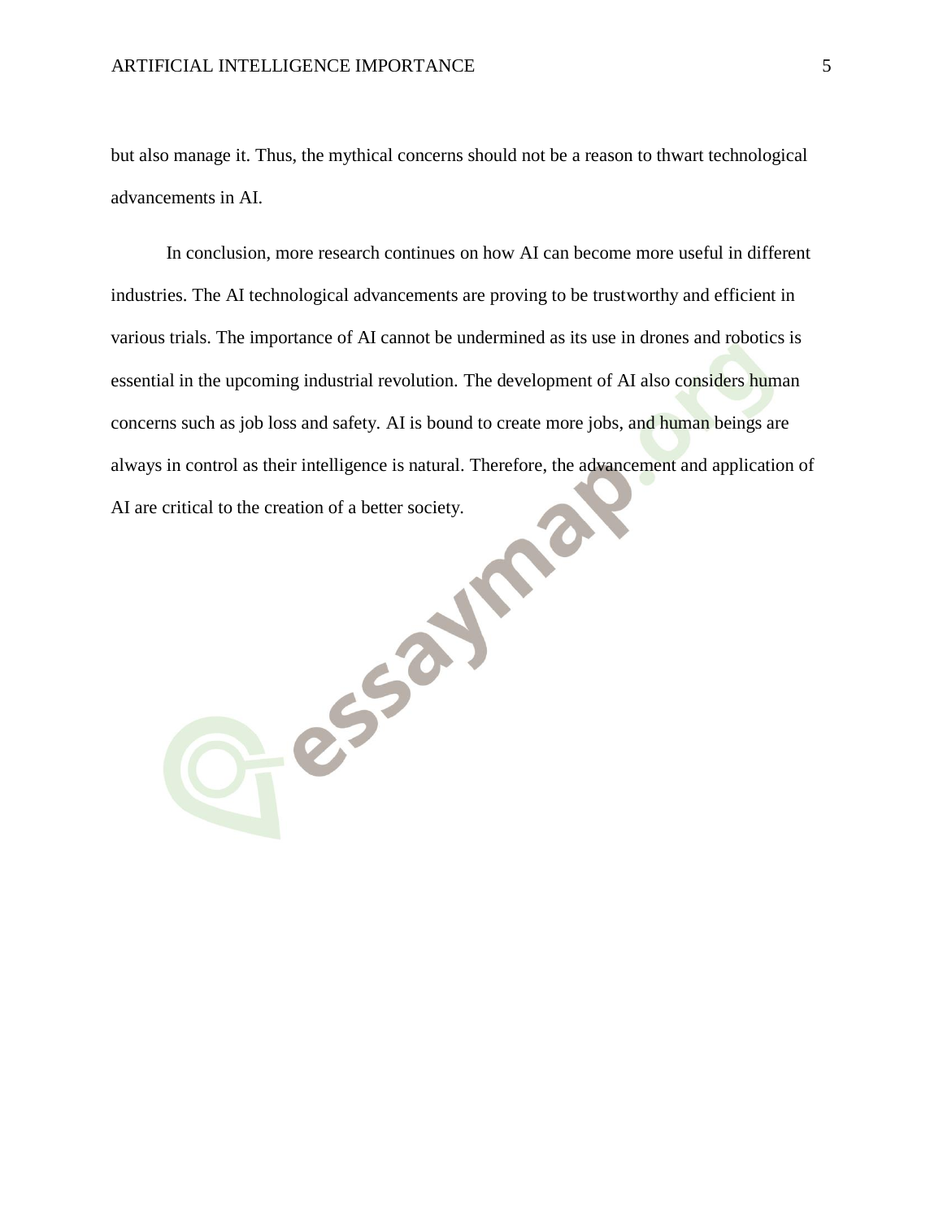but also manage it. Thus, the mythical concerns should not be a reason to thwart technological advancements in AI.

In conclusion, more research continues on how AI can become more useful in different industries. The AI technological advancements are proving to be trustworthy and efficient in various trials. The importance of AI cannot be undermined as its use in drones and robotics is essential in the upcoming industrial revolution. The development of AI also considers human concerns such as job loss and safety. AI is bound to create more jobs, and human beings are always in control as their intelligence is natural. Therefore, the advancement and application of AI are critical to the creation of a better society.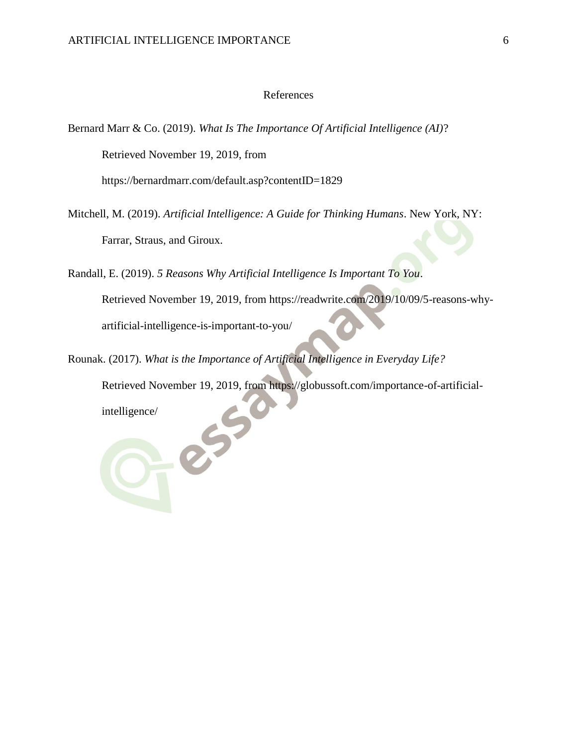# References

Bernard Marr & Co. (2019). *What Is The Importance Of Artificial Intelligence (AI)*? Retrieved November 19, 2019, from https://bernardmarr.com/default.asp?contentID=1829

Mitchell, M. (2019). *Artificial Intelligence: A Guide for Thinking Humans*. New York, NY: Farrar, Straus, and Giroux.

Randall, E. (2019). *5 Reasons Why Artificial Intelligence Is Important To You*. Retrieved November 19, 2019, from https://readwrite.com/2019/10/09/5-reasons-why-artificial-intelligence-is-important-to-you/

Rounak. (2017). *What is the Importance of Artificial Intelligence in Everyday Life?* Retrieved November 19, 2019, from https://globussoft.com/importance-of-artificial-intelligence/